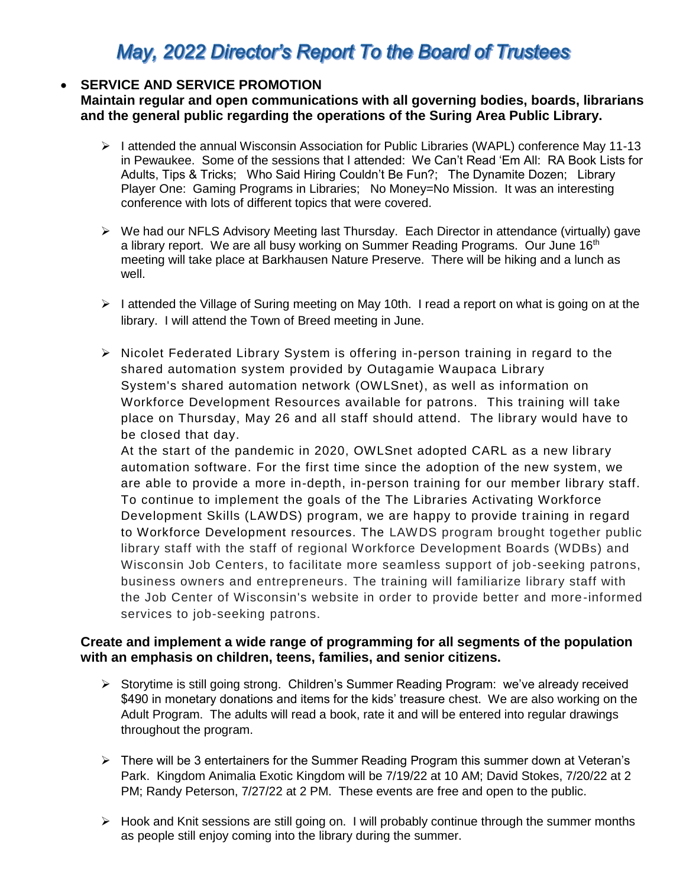# May, 2022 Director's Report To the Board of Trustees

- **SERVICE AND SERVICE PROMOTION**
  **Maintain regular and open communications with all governing bodies, boards, librarians and the general public regarding the operations of the Suring Area Public Library.**

  - I attended the annual Wisconsin Association for Public Libraries (WAPL) conference May 11-13 in Pewaukee. Some of the sessions that I attended: We Can't Read 'Em All: RA Book Lists for Adults, Tips & Tricks; Who Said Hiring Couldn't Be Fun?; The Dynamite Dozen; Library Player One: Gaming Programs in Libraries; No Money=No Mission. It was an interesting conference with lots of different topics that were covered.

  - We had our NFLS Advisory Meeting last Thursday. Each Director in attendance (virtually) gave a library report. We are all busy working on Summer Reading Programs. Our June 16th meeting will take place at Barkhausen Nature Preserve. There will be hiking and a lunch as well.

  - I attended the Village of Suring meeting on May 10th. I read a report on what is going on at the library. I will attend the Town of Breed meeting in June.

  - Nicolet Federated Library System is offering in-person training in regard to the shared automation system provided by Outagamie Waupaca Library System's shared automation network (OWLSnet), as well as information on Workforce Development Resources available for patrons. This training will take place on Thursday, May 26 and all staff should attend. The library would have to be closed that day.
    At the start of the pandemic in 2020, OWLSnet adopted CARL as a new library automation software. For the first time since the adoption of the new system, we are able to provide a more in-depth, in-person training for our member library staff. To continue to implement the goals of the The Libraries Activating Workforce Development Skills (LAWDS) program, we are happy to provide training in regard to Workforce Development resources. The LAWDS program brought together public library staff with the staff of regional Workforce Development Boards (WDBs) and Wisconsin Job Centers, to facilitate more seamless support of job-seeking patrons, business owners and entrepreneurs. The training will familiarize library staff with the Job Center of Wisconsin's website in order to provide better and more-informed services to job-seeking patrons.

  **Create and implement a wide range of programming for all segments of the population with an emphasis on children, teens, families, and senior citizens.**

  - Storytime is still going strong. Children's Summer Reading Program: we've already received \$490 in monetary donations and items for the kids' treasure chest. We are also working on the Adult Program. The adults will read a book, rate it and will be entered into regular drawings throughout the program.

  - There will be 3 entertainers for the Summer Reading Program this summer down at Veteran's Park. Kingdom Animalia Exotic Kingdom will be 7/19/22 at 10 AM; David Stokes, 7/20/22 at 2 PM; Randy Peterson, 7/27/22 at 2 PM. These events are free and open to the public.

  - Hook and Knit sessions are still going on. I will probably continue through the summer months as people still enjoy coming into the library during the summer.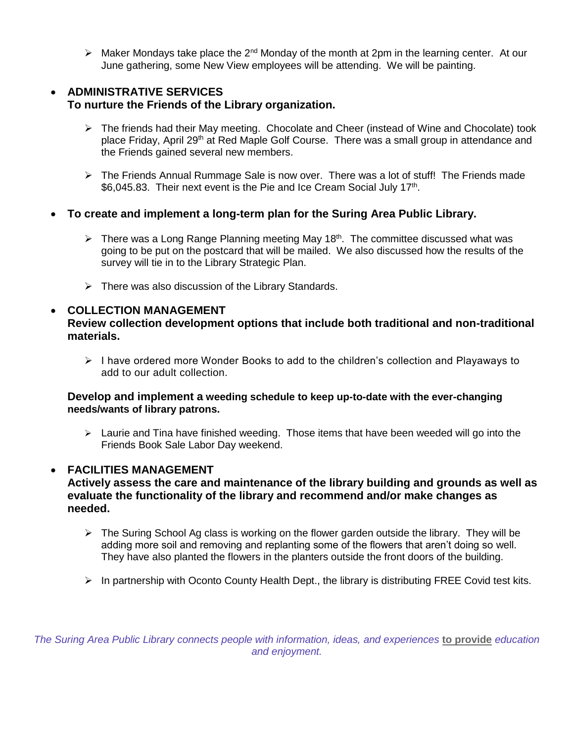- Maker Mondays take place the 2nd Monday of the month at 2pm in the learning center. At our June gathering, some New View employees will be attending. We will be painting.

- **ADMINISTRATIVE SERVICES**
  **To nurture the Friends of the Library organization.**

  - The friends had their May meeting. Chocolate and Cheer (instead of Wine and Chocolate) took place Friday, April 29th at Red Maple Golf Course. There was a small group in attendance and the Friends gained several new members.

  - The Friends Annual Rummage Sale is now over. There was a lot of stuff! The Friends made $6,045.83. Their next event is the Pie and Ice Cream Social July 17th.

- **To create and implement a long-term plan for the Suring Area Public Library.**

  - There was a Long Range Planning meeting May 18th. The committee discussed what was going to be put on the postcard that will be mailed. We also discussed how the results of the survey will tie in to the Library Strategic Plan.

  - There was also discussion of the Library Standards.

- **COLLECTION MANAGEMENT**
  **Review collection development options that include both traditional and non-traditional materials.**

  - I have ordered more Wonder Books to add to the children's collection and Playaways to add to our adult collection.

  **Develop and implement a weeding schedule to keep up-to-date with the ever-changing needs/wants of library patrons.**

  - Laurie and Tina have finished weeding. Those items that have been weeded will go into the Friends Book Sale Labor Day weekend.

- **FACILITIES MANAGEMENT**
  **Actively assess the care and maintenance of the library building and grounds as well as evaluate the functionality of the library and recommend and/or make changes as needed.**

  - The Suring School Ag class is working on the flower garden outside the library. They will be adding more soil and removing and replanting some of the flowers that aren't doing so well. They have also planted the flowers in the planters outside the front doors of the building.

  - In partnership with Oconto County Health Dept., the library is distributing FREE Covid test kits.

*The Suring Area Public Library connects people with information, ideas, and experiences* **to provide** *education and enjoyment.*